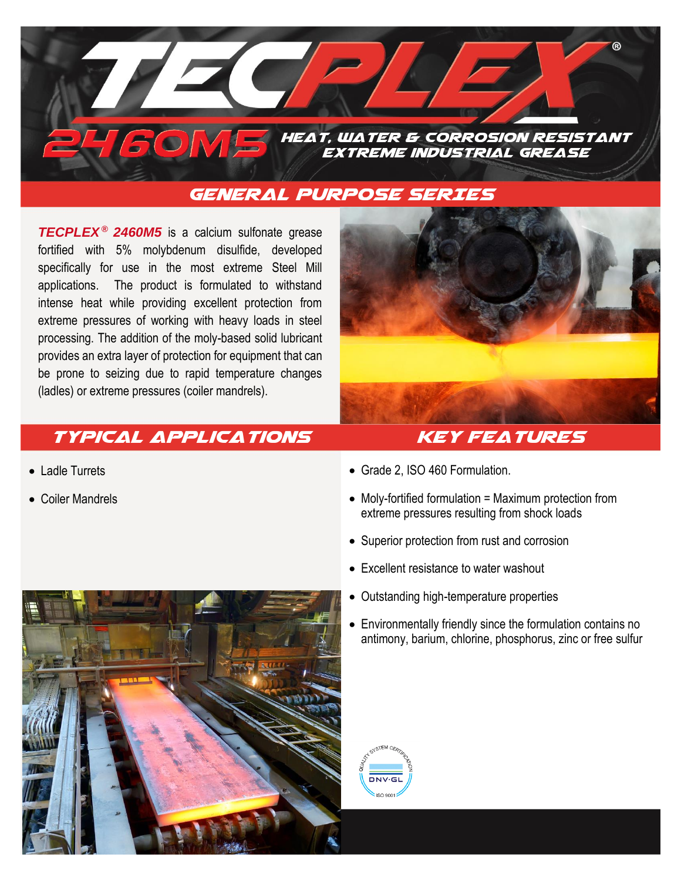# TECPLEX®

## 2460M5

**HEAT, WATER & CORROSION RESISTANT EXTREME INDUSTRIAL GREASE**

## GENERAL PURPOSE SERIES

***TECPLEX® 2460M5*** is a calcium sulfonate grease fortified with 5% molybdenum disulfide, developed specifically for use in the most extreme Steel Mill applications. The product is formulated to withstand intense heat while providing excellent protection from extreme pressures of working with heavy loads in steel processing. The addition of the moly-based solid lubricant provides an extra layer of protection for equipment that can be prone to seizing due to rapid temperature changes (ladles) or extreme pressures (coiler mandrels).

## TYPICAL APPLICATIONS

- Ladle Turrets
- Coiler Mandrels

## KEY FEATURES

- Grade 2, ISO 460 Formulation.
- Moly-fortified formulation = Maximum protection from extreme pressures resulting from shock loads
- Superior protection from rust and corrosion
- Excellent resistance to water washout
- Outstanding high-temperature properties
- Environmentally friendly since the formulation contains no antimony, barium, chlorine, phosphorus, zinc or free sulfur

QUALITY SYSTEM CERTIFICATION DNV·GL ISO 9001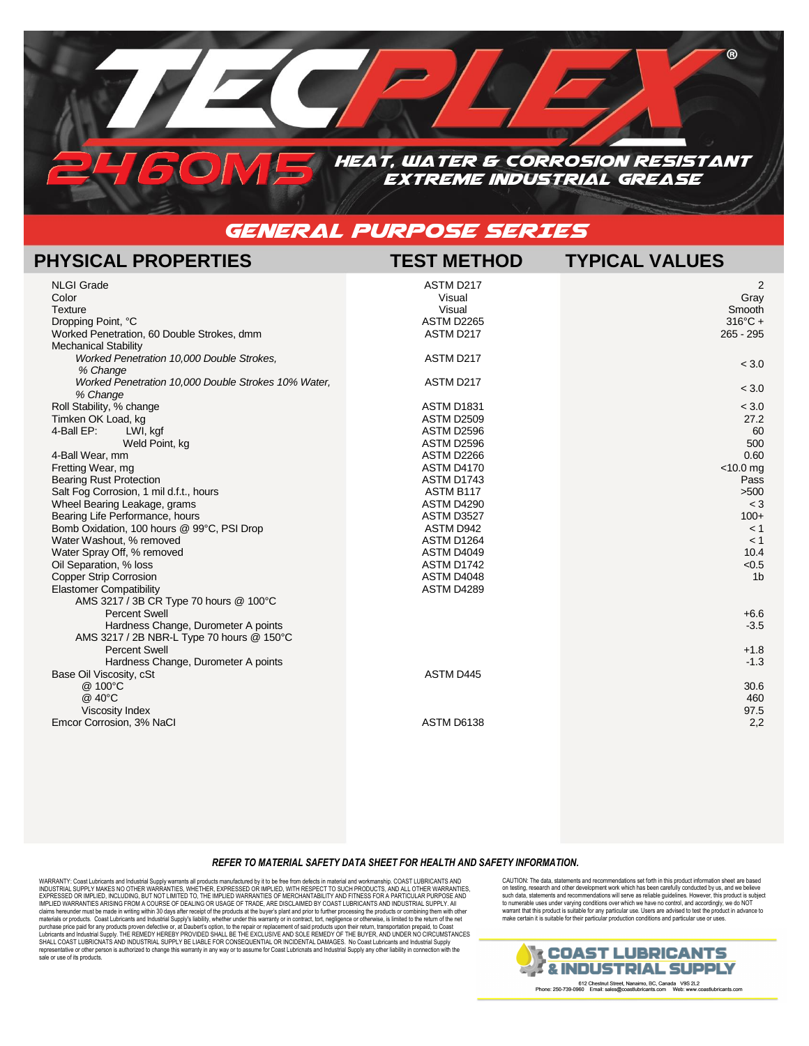# TECPLEX®

## 2460M5

### HEAT, WATER & CORROSION RESISTANT EXTREME INDUSTRIAL GREASE

## GENERAL PURPOSE SERIES

| PHYSICAL PROPERTIES | TEST METHOD | TYPICAL VALUES |
|---|---|---|
| NLGI Grade | ASTM D217 | 2 |
| Color | Visual | Gray |
| Texture | Visual | Smooth |
| Dropping Point, °C | ASTM D2265 | 316°C + |
| Worked Penetration, 60 Double Strokes, dmm | ASTM D217 | 265 - 295 |
| Mechanical Stability | | |
| *Worked Penetration 10,000 Double Strokes, % Change* | ASTM D217 | < 3.0 |
| *Worked Penetration 10,000 Double Strokes 10% Water, % Change* | ASTM D217 | < 3.0 |
| Roll Stability, % change | ASTM D1831 | < 3.0 |
| Timken OK Load, kg | ASTM D2509 | 27.2 |
| 4-Ball EP: LWI, kgf | ASTM D2596 | 60 |
| Weld Point, kg | ASTM D2596 | 500 |
| 4-Ball Wear, mm | ASTM D2266 | 0.60 |
| Fretting Wear, mg | ASTM D4170 | <10.0 mg |
| Bearing Rust Protection | ASTM D1743 | Pass |
| Salt Fog Corrosion, 1 mil d.f.t., hours | ASTM B117 | >500 |
| Wheel Bearing Leakage, grams | ASTM D4290 | < 3 |
| Bearing Life Performance, hours | ASTM D3527 | 100+ |
| Bomb Oxidation, 100 hours @ 99°C, PSI Drop | ASTM D942 | < 1 |
| Water Washout, % removed | ASTM D1264 | < 1 |
| Water Spray Off, % removed | ASTM D4049 | 10.4 |
| Oil Separation, % loss | ASTM D1742 | <0.5 |
| Copper Strip Corrosion | ASTM D4048 | 1b |
| Elastomer Compatibility | ASTM D4289 | |
| AMS 3217 / 3B CR Type 70 hours @ 100°C | | |
| Percent Swell | | +6.6 |
| Hardness Change, Durometer A points | | -3.5 |
| AMS 3217 / 2B NBR-L Type 70 hours @ 150°C | | |
| Percent Swell | | +1.8 |
| Hardness Change, Durometer A points | | -1.3 |
| Base Oil Viscosity, cSt | ASTM D445 | |
| @ 100°C | | 30.6 |
| @ 40°C | | 460 |
| Viscosity Index | | 97.5 |
| Emcor Corrosion, 3% NaCl | ASTM D6138 | 2,2 |

***REFER TO MATERIAL SAFETY DATA SHEET FOR HEALTH AND SAFETY INFORMATION.***

WARRANTY: Coast Lubricants and Industrial Supply warrants all products manufactured by it to be free from defects in material and workmanship. COAST LUBRICANTS AND INDUSTRIAL SUPPLY MAKES NO OTHER WARRANTIES, WHETHER, EXPRESSED OR IMPLIED, WITH RESPECT TO SUCH PRODUCTS, AND ALL OTHER WARRANTIES, EXPRESSED OR IMPLIED, INCLUDING, BUT NOT LIMITED TO, THE IMPLIED WARRANTIES OF MERCHANTABILITY AND FITNESS FOR A PARTICULAR PURPOSE AND IMPLIED WARRANTIES ARISING FROM A COURSE OF DEALING OR USAGE OF TRADE, ARE DISCLAIMED BY COAST LUBRICANTS AND INDUSTRIAL SUPPLY. All claims hereunder must be made in writing within 30 days after receipt of the products at the buyer's plant and prior to further processing the products or combining them with other materials or products. Coast Lubricants and Industrial Supply's liability, whether under this warranty or in contract, tort, negligence or otherwise, is limited to the return of the net purchase price paid for any products proven defective or, at Daubert's option, to the repair or replacement of said products upon their return, transportation prepaid, to Coast Lubricants and Industrial Supply. THE REMEDY HEREBY PROVIDED SHALL BE THE EXCLUSIVE AND SOLE REMEDY OF THE BUYER, AND UNDER NO CIRCUMSTANCES SHALL COAST LUBRICNATS AND INDUSTRIAL SUPPLY BE LIABLE FOR CONSEQUENTIAL OR INCIDENTAL DAMAGES. No Coast Lubricants and Industrial Supply representative or other person is authorized to change this warranty in any way or to assume for Coast Lubricnats and Industrial Supply any other liability in connection with the sale or use of its products.

CAUTION: The data, statements and recommendations set forth in this product information sheet are based on testing, research and other development work which has been carefully conducted by us, and we believe such data, statements and recommendations will serve as reliable guidelines. However, this product is subject to numerable uses under varying conditions over which we have no control, and accordingly, we do NOT warrant that this product is suitable for any particular use. Users are advised to test the product in advance to make certain it is suitable for their particular production conditions and particular use or uses.

**COAST LUBRICANTS & INDUSTRIAL SUPPLY**

612 Chestnut Street, Nanaimo, BC, Canada V9S 2L2
Phone: 250-739-0960 Email: sales@coastlubricants.com Web: www.coastlubricants.com